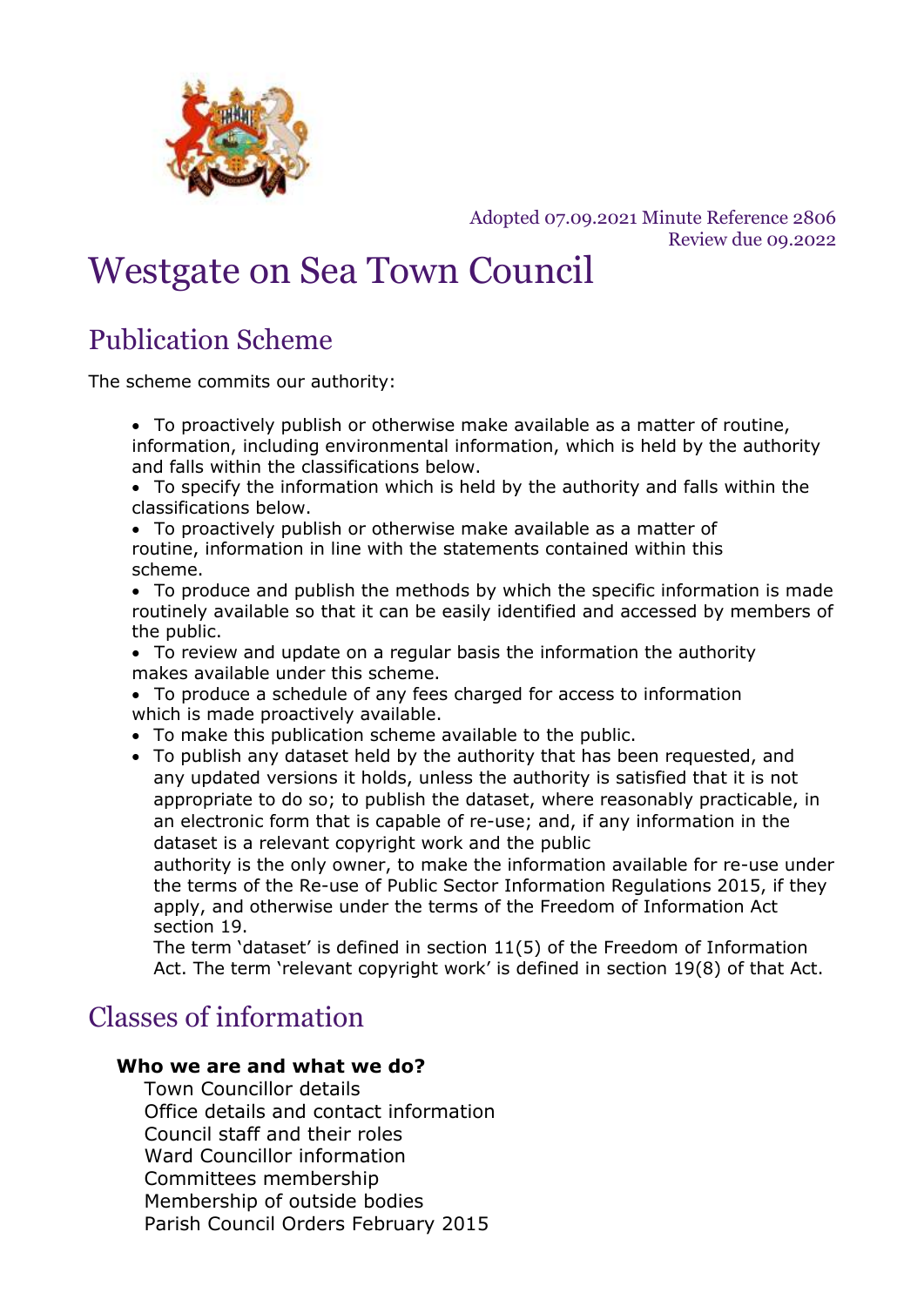Adopted 07.09.2021 Minute Reference 2806
Review due 09.2022

# Westgate on Sea Town Council

## Publication Scheme

The scheme commits our authority:

- To proactively publish or otherwise make available as a matter of routine, information, including environmental information, which is held by the authority and falls within the classifications below.
- To specify the information which is held by the authority and falls within the classifications below.
- To proactively publish or otherwise make available as a matter of routine, information in line with the statements contained within this scheme.
- To produce and publish the methods by which the specific information is made routinely available so that it can be easily identified and accessed by members of the public.
- To review and update on a regular basis the information the authority makes available under this scheme.
- To produce a schedule of any fees charged for access to information which is made proactively available.
- To make this publication scheme available to the public.
- To publish any dataset held by the authority that has been requested, and any updated versions it holds, unless the authority is satisfied that it is not appropriate to do so; to publish the dataset, where reasonably practicable, in an electronic form that is capable of re-use; and, if any information in the dataset is a relevant copyright work and the public authority is the only owner, to make the information available for re-use under the terms of the Re-use of Public Sector Information Regulations 2015, if they apply, and otherwise under the terms of the Freedom of Information Act section 19.
  The term 'dataset' is defined in section 11(5) of the Freedom of Information Act. The term 'relevant copyright work' is defined in section 19(8) of that Act.

## Classes of information

**Who we are and what we do?**

Town Councillor details
Office details and contact information
Council staff and their roles
Ward Councillor information
Committees membership
Membership of outside bodies
Parish Council Orders February 2015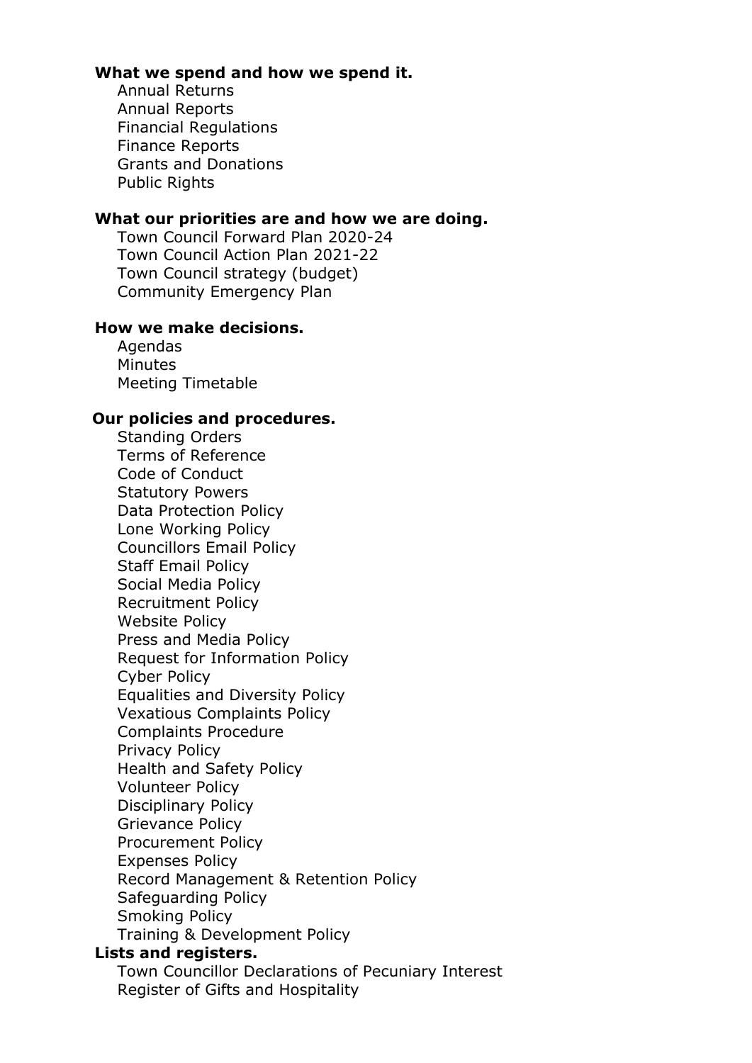**What we spend and how we spend it.**

- Annual Returns
- Annual Reports
- Financial Regulations
- Finance Reports
- Grants and Donations
- Public Rights

**What our priorities are and how we are doing.**

- Town Council Forward Plan 2020-24
- Town Council Action Plan 2021-22
- Town Council strategy (budget)
- Community Emergency Plan

**How we make decisions.**

- Agendas
- Minutes
- Meeting Timetable

**Our policies and procedures.**

- Standing Orders
- Terms of Reference
- Code of Conduct
- Statutory Powers
- Data Protection Policy
- Lone Working Policy
- Councillors Email Policy
- Staff Email Policy
- Social Media Policy
- Recruitment Policy
- Website Policy
- Press and Media Policy
- Request for Information Policy
- Cyber Policy
- Equalities and Diversity Policy
- Vexatious Complaints Policy
- Complaints Procedure
- Privacy Policy
- Health and Safety Policy
- Volunteer Policy
- Disciplinary Policy
- Grievance Policy
- Procurement Policy
- Expenses Policy
- Record Management & Retention Policy
- Safeguarding Policy
- Smoking Policy
- Training & Development Policy

**Lists and registers.**

- Town Councillor Declarations of Pecuniary Interest
- Register of Gifts and Hospitality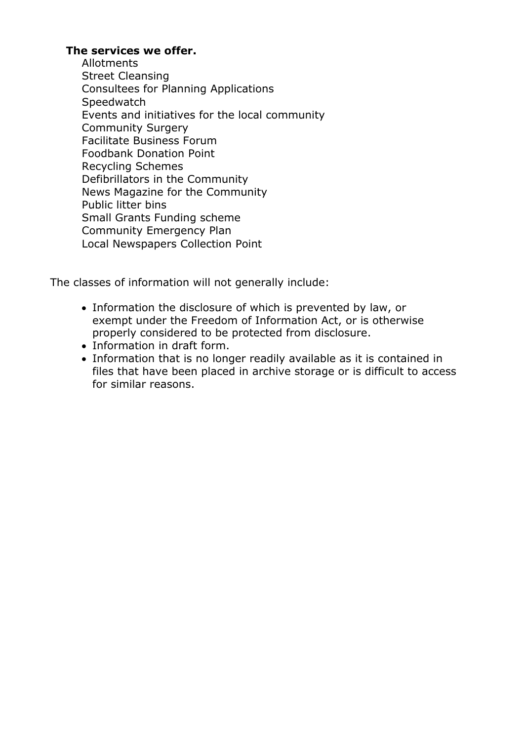**The services we offer.**

Allotments
Street Cleansing
Consultees for Planning Applications
Speedwatch
Events and initiatives for the local community
Community Surgery
Facilitate Business Forum
Foodbank Donation Point
Recycling Schemes
Defibrillators in the Community
News Magazine for the Community
Public litter bins
Small Grants Funding scheme
Community Emergency Plan
Local Newspapers Collection Point

The classes of information will not generally include:

- Information the disclosure of which is prevented by law, or exempt under the Freedom of Information Act, or is otherwise properly considered to be protected from disclosure.
- Information in draft form.
- Information that is no longer readily available as it is contained in files that have been placed in archive storage or is difficult to access for similar reasons.